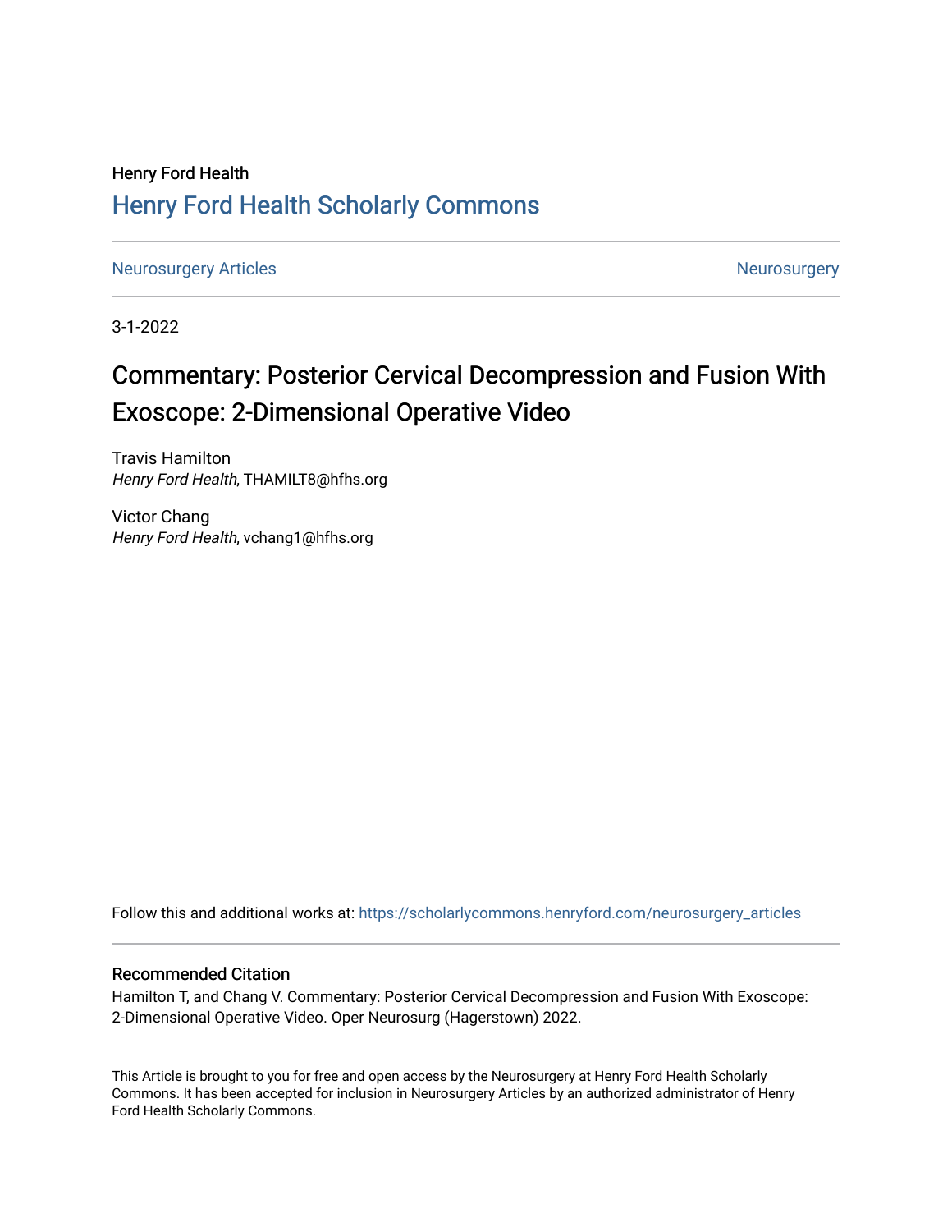Henry Ford Health

## Henry Ford Health Scholarly Commons

Neurosurgery Articles | Neurosurgery

3-1-2022

# Commentary: Posterior Cervical Decompression and Fusion With Exoscope: 2-Dimensional Operative Video

Travis Hamilton
*Henry Ford Health*, THAMILT8@hfhs.org

Victor Chang
*Henry Ford Health*, vchang1@hfhs.org

Follow this and additional works at: https://scholarlycommons.henryford.com/neurosurgery_articles

### Recommended Citation

Hamilton T, and Chang V. Commentary: Posterior Cervical Decompression and Fusion With Exoscope: 2-Dimensional Operative Video. Oper Neurosurg (Hagerstown) 2022.

This Article is brought to you for free and open access by the Neurosurgery at Henry Ford Health Scholarly Commons. It has been accepted for inclusion in Neurosurgery Articles by an authorized administrator of Henry Ford Health Scholarly Commons.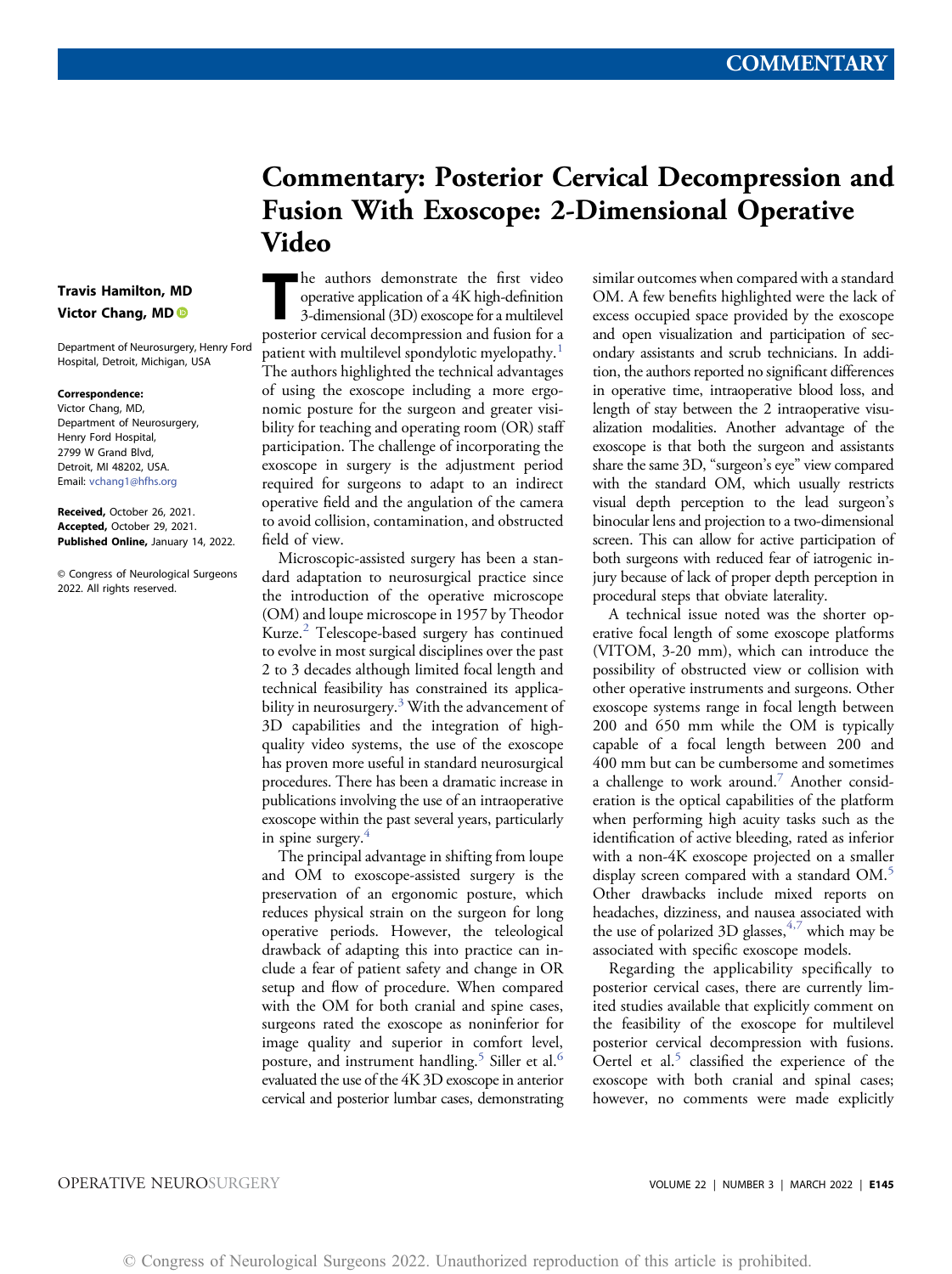# Commentary: Posterior Cervical Decompression and Fusion With Exoscope: 2-Dimensional Operative Video

**Travis Hamilton, MD**
**Victor Chang, MD**

Department of Neurosurgery, Henry Ford Hospital, Detroit, Michigan, USA

**Correspondence:**
Victor Chang, MD,
Department of Neurosurgery,
Henry Ford Hospital,
2799 W Grand Blvd,
Detroit, MI 48202, USA.
Email: vchang1@hfhs.org

**Received,** October 26, 2021.
**Accepted,** October 29, 2021.
**Published Online,** January 14, 2022.

© Congress of Neurological Surgeons 2022. All rights reserved.

The authors demonstrate the first video operative application of a 4K high-definition 3-dimensional (3D) exoscope for a multilevel posterior cervical decompression and fusion for a patient with multilevel spondylotic myelopathy.[1] The authors highlighted the technical advantages of using the exoscope including a more ergonomic posture for the surgeon and greater visibility for teaching and operating room (OR) staff participation. The challenge of incorporating the exoscope in surgery is the adjustment period required for surgeons to adapt to an indirect operative field and the angulation of the camera to avoid collision, contamination, and obstructed field of view.

Microscopic-assisted surgery has been a standard adaptation to neurosurgical practice since the introduction of the operative microscope (OM) and loupe microscope in 1957 by Theodor Kurze.[2] Telescope-based surgery has continued to evolve in most surgical disciplines over the past 2 to 3 decades although limited focal length and technical feasibility has constrained its applicability in neurosurgery.[3] With the advancement of 3D capabilities and the integration of high-quality video systems, the use of the exoscope has proven more useful in standard neurosurgical procedures. There has been a dramatic increase in publications involving the use of an intraoperative exoscope within the past several years, particularly in spine surgery.[4]

The principal advantage in shifting from loupe and OM to exoscope-assisted surgery is the preservation of an ergonomic posture, which reduces physical strain on the surgeon for long operative periods. However, the teleological drawback of adapting this into practice can include a fear of patient safety and change in OR setup and flow of procedure. When compared with the OM for both cranial and spine cases, surgeons rated the exoscope as noninferior for image quality and superior in comfort level, posture, and instrument handling.[5] Siller et al.[6] evaluated the use of the 4K 3D exoscope in anterior cervical and posterior lumbar cases, demonstrating similar outcomes when compared with a standard OM. A few benefits highlighted were the lack of excess occupied space provided by the exoscope and open visualization and participation of secondary assistants and scrub technicians. In addition, the authors reported no significant differences in operative time, intraoperative blood loss, and length of stay between the 2 intraoperative visualization modalities. Another advantage of the exoscope is that both the surgeon and assistants share the same 3D, "surgeon's eye" view compared with the standard OM, which usually restricts visual depth perception to the lead surgeon's binocular lens and projection to a two-dimensional screen. This can allow for active participation of both surgeons with reduced fear of iatrogenic injury because of lack of proper depth perception in procedural steps that obviate laterality.

A technical issue noted was the shorter operative focal length of some exoscope platforms (VITOM, 3-20 mm), which can introduce the possibility of obstructed view or collision with other operative instruments and surgeons. Other exoscope systems range in focal length between 200 and 650 mm while the OM is typically capable of a focal length between 200 and 400 mm but can be cumbersome and sometimes a challenge to work around.[7] Another consideration is the optical capabilities of the platform when performing high acuity tasks such as the identification of active bleeding, rated as inferior with a non-4K exoscope projected on a smaller display screen compared with a standard OM.[5] Other drawbacks include mixed reports on headaches, dizziness, and nausea associated with the use of polarized 3D glasses,[4,7] which may be associated with specific exoscope models.

Regarding the applicability specifically to posterior cervical cases, there are currently limited studies available that explicitly comment on the feasibility of the exoscope for multilevel posterior cervical decompression with fusions. Oertel et al.[5] classified the experience of the exoscope with both cranial and spinal cases; however, no comments were made explicitly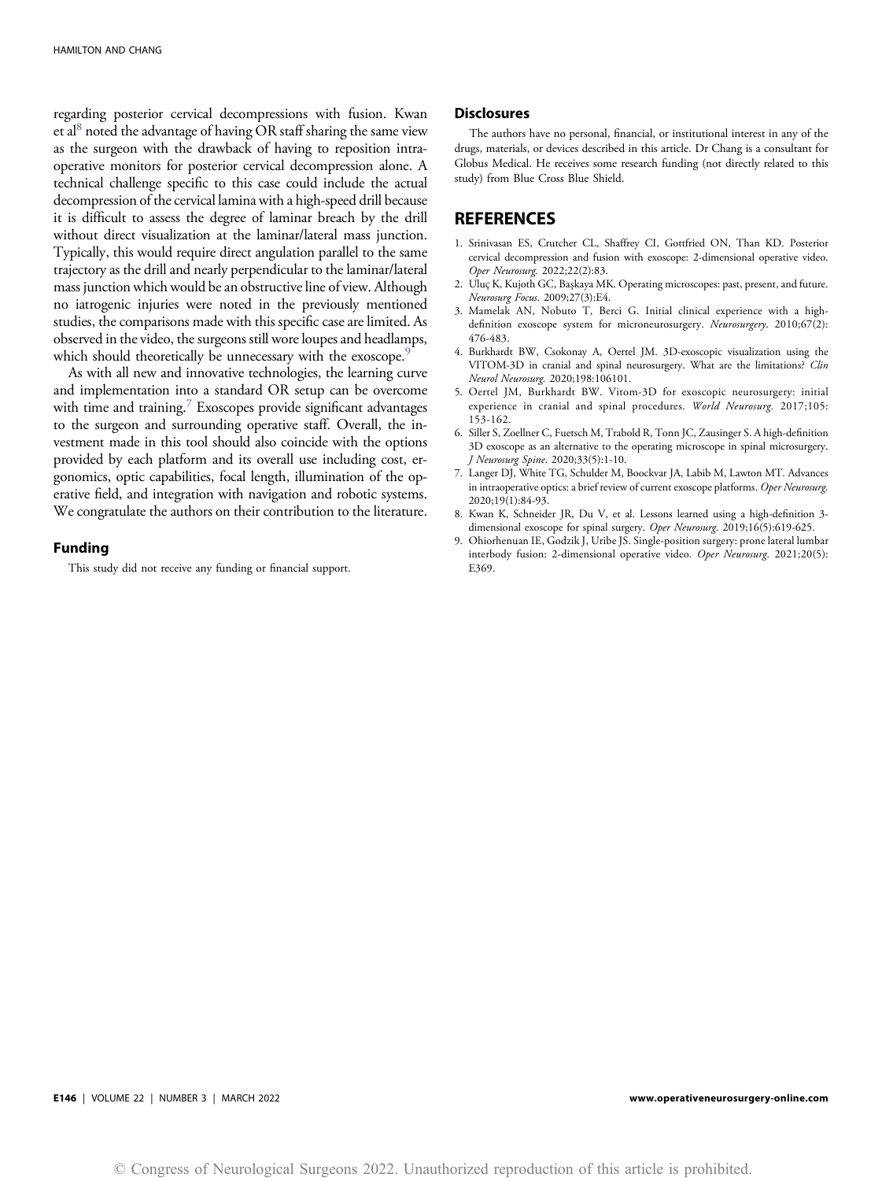regarding posterior cervical decompressions with fusion. Kwan et al[8] noted the advantage of having OR staff sharing the same view as the surgeon with the drawback of having to reposition intraoperative monitors for posterior cervical decompression alone. A technical challenge specific to this case could include the actual decompression of the cervical lamina with a high-speed drill because it is difficult to assess the degree of laminar breach by the drill without direct visualization at the laminar/lateral mass junction. Typically, this would require direct angulation parallel to the same trajectory as the drill and nearly perpendicular to the laminar/lateral mass junction which would be an obstructive line of view. Although no iatrogenic injuries were noted in the previously mentioned studies, the comparisons made with this specific case are limited. As observed in the video, the surgeons still wore loupes and headlamps, which should theoretically be unnecessary with the exoscope.[9]

As with all new and innovative technologies, the learning curve and implementation into a standard OR setup can be overcome with time and training.[7] Exoscopes provide significant advantages to the surgeon and surrounding operative staff. Overall, the investment made in this tool should also coincide with the options provided by each platform and its overall use including cost, ergonomics, optic capabilities, focal length, illumination of the operative field, and integration with navigation and robotic systems. We congratulate the authors on their contribution to the literature.

## Funding

This study did not receive any funding or financial support.

## Disclosures

The authors have no personal, financial, or institutional interest in any of the drugs, materials, or devices described in this article. Dr Chang is a consultant for Globus Medical. He receives some research funding (not directly related to this study) from Blue Cross Blue Shield.

## REFERENCES

1. Srinivasan ES, Crutcher CL, Shaffrey CI, Gottfried ON, Than KD. Posterior cervical decompression and fusion with exoscope: 2-dimensional operative video. *Oper Neurosurg.* 2022;22(2):83.
2. Uluç K, Kujoth GC, Başkaya MK. Operating microscopes: past, present, and future. *Neurosurg Focus*. 2009;27(3):E4.
3. Mamelak AN, Nobuto T, Berci G. Initial clinical experience with a high-definition exoscope system for microneurosurgery. *Neurosurgery*. 2010;67(2):476-483.
4. Burkhardt BW, Csokonay A, Oertel JM. 3D-exoscopic visualization using the VITOM-3D in cranial and spinal neurosurgery. What are the limitations? *Clin Neurol Neurosurg.* 2020;198:106101.
5. Oertel JM, Burkhardt BW. Vitom-3D for exoscopic neurosurgery: initial experience in cranial and spinal procedures. *World Neurosurg.* 2017;105:153-162.
6. Siller S, Zoellner C, Fuetsch M, Trabold R, Tonn JC, Zausinger S. A high-definition 3D exoscope as an alternative to the operating microscope in spinal microsurgery. *J Neurosurg Spine*. 2020;33(5):1-10.
7. Langer DJ, White TG, Schulder M, Boockvar JA, Labib M, Lawton MT. Advances in intraoperative optics: a brief review of current exoscope platforms. *Oper Neurosurg.* 2020;19(1):84-93.
8. Kwan K, Schneider JR, Du V, et al. Lessons learned using a high-definition 3-dimensional exoscope for spinal surgery. *Oper Neurosurg.* 2019;16(5):619-625.
9. Ohiorhenuan IE, Godzik J, Uribe JS. Single-position surgery: prone lateral lumbar interbody fusion: 2-dimensional operative video. *Oper Neurosurg.* 2021;20(5):E369.

© Congress of Neurological Surgeons 2022. Unauthorized reproduction of this article is prohibited.